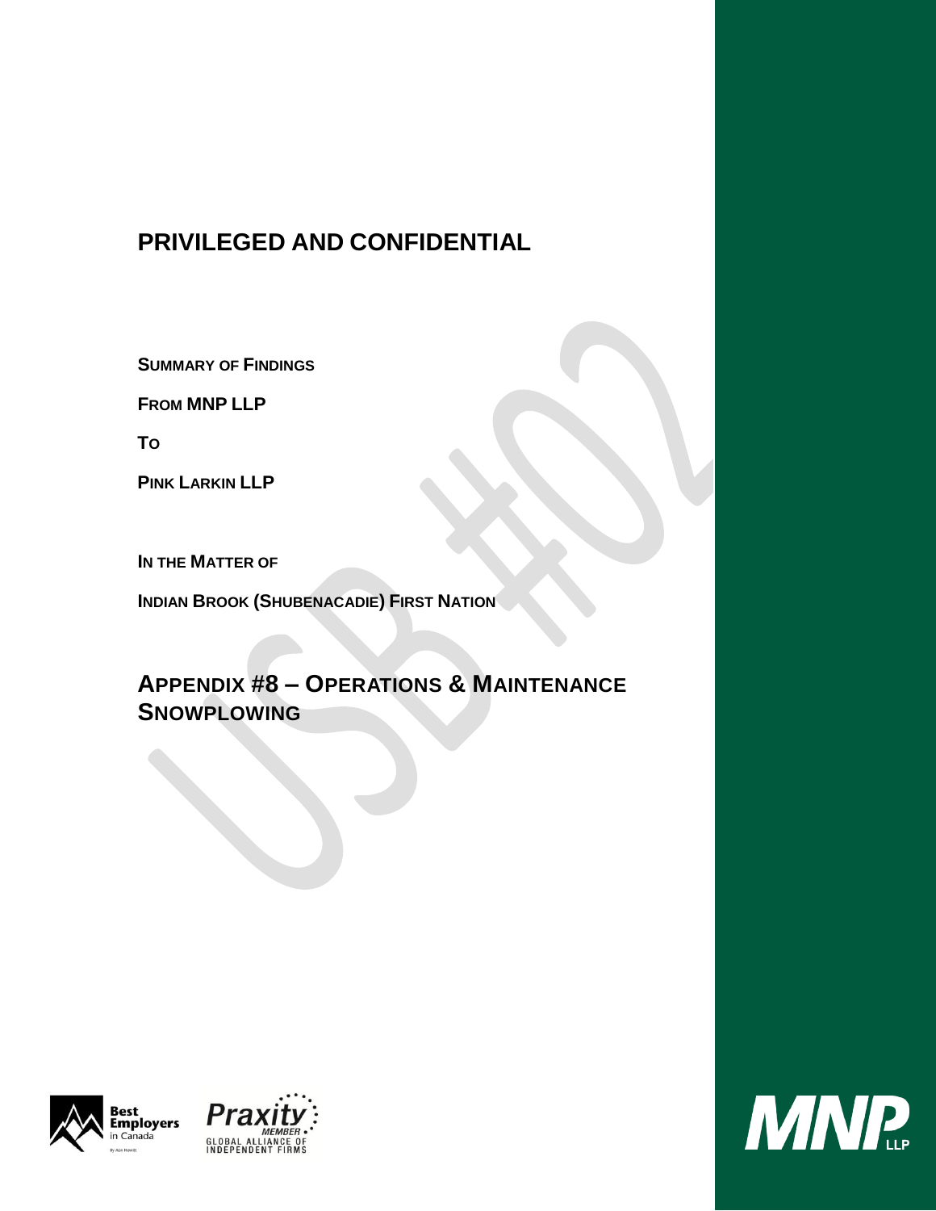# PRIVILEGED AND CONFIDENTIAL

**SUMMARY OF FINDINGS**

**FROM MNP LLP**

**TO**

**PINK LARKIN LLP**

**IN THE MATTER OF**

**INDIAN BROOK (SHUBENACADIE) FIRST NATION**

## APPENDIX #8 – OPERATIONS & MAINTENANCE SNOWPLOWING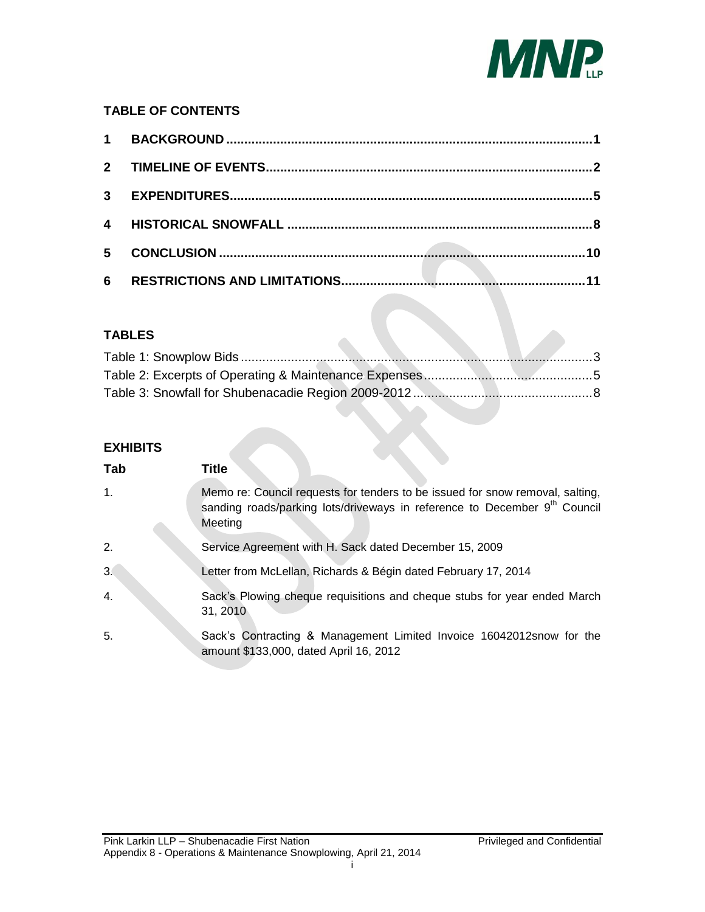## TABLE OF CONTENTS

| | | |
|---|---|---|
| 1 | BACKGROUND | 1 |
| 2 | TIMELINE OF EVENTS | 2 |
| 3 | EXPENDITURES | 5 |
| 4 | HISTORICAL SNOWFALL | 8 |
| 5 | CONCLUSION | 10 |
| 6 | RESTRICTIONS AND LIMITATIONS | 11 |

## TABLES

| | |
|---|---|
| Table 1: Snowplow Bids | 3 |
| Table 2: Excerpts of Operating & Maintenance Expenses | 5 |
| Table 3: Snowfall for Shubenacadie Region 2009-2012 | 8 |

## EXHIBITS

| Tab | Title |
|---|---|
| 1. | Memo re: Council requests for tenders to be issued for snow removal, salting, sanding roads/parking lots/driveways in reference to December 9th Council Meeting |
| 2. | Service Agreement with H. Sack dated December 15, 2009 |
| 3. | Letter from McLellan, Richards & Bégin dated February 17, 2014 |
| 4. | Sack's Plowing cheque requisitions and cheque stubs for year ended March 31, 2010 |
| 5. | Sack's Contracting & Management Limited Invoice 16042012snow for the amount $133,000, dated April 16, 2012 |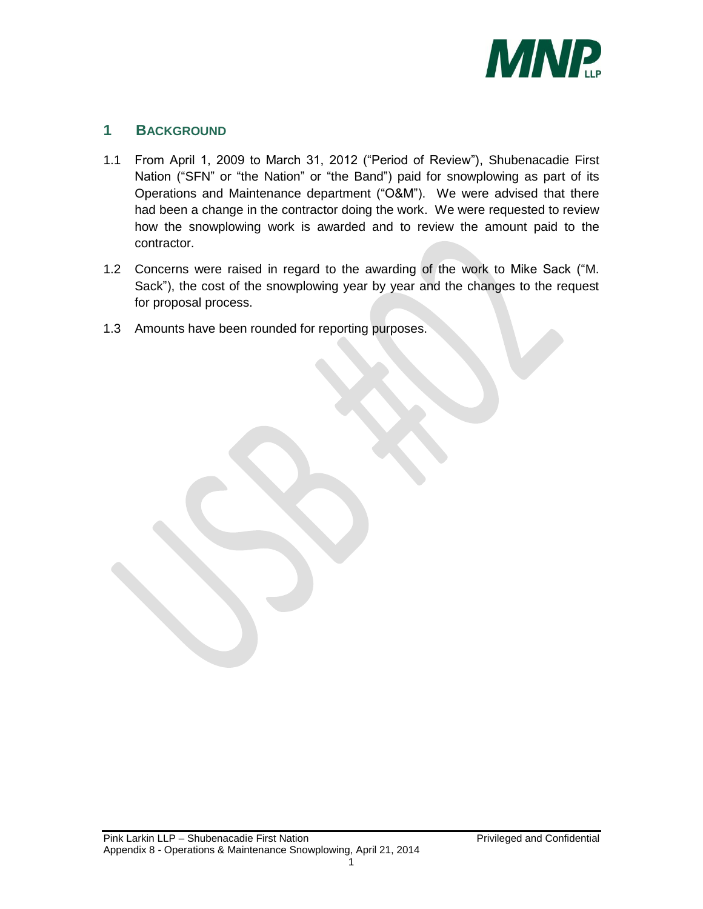## 1 BACKGROUND

1.1 From April 1, 2009 to March 31, 2012 ("Period of Review"), Shubenacadie First Nation ("SFN" or "the Nation" or "the Band") paid for snowplowing as part of its Operations and Maintenance department ("O&M"). We were advised that there had been a change in the contractor doing the work. We were requested to review how the snowplowing work is awarded and to review the amount paid to the contractor.

1.2 Concerns were raised in regard to the awarding of the work to Mike Sack ("M. Sack"), the cost of the snowplowing year by year and the changes to the request for proposal process.

1.3 Amounts have been rounded for reporting purposes.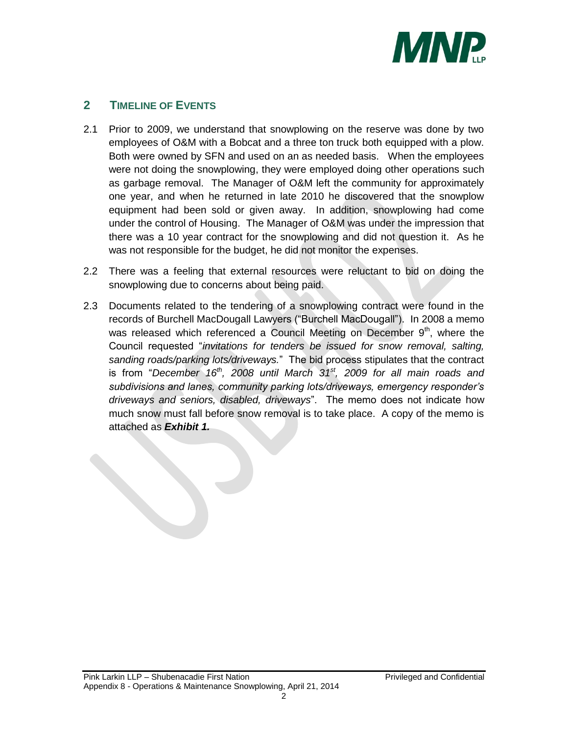## 2 TIMELINE OF EVENTS

2.1 Prior to 2009, we understand that snowplowing on the reserve was done by two employees of O&M with a Bobcat and a three ton truck both equipped with a plow. Both were owned by SFN and used on an as needed basis. When the employees were not doing the snowplowing, they were employed doing other operations such as garbage removal. The Manager of O&M left the community for approximately one year, and when he returned in late 2010 he discovered that the snowplow equipment had been sold or given away. In addition, snowplowing had come under the control of Housing. The Manager of O&M was under the impression that there was a 10 year contract for the snowplowing and did not question it. As he was not responsible for the budget, he did not monitor the expenses.

2.2 There was a feeling that external resources were reluctant to bid on doing the snowplowing due to concerns about being paid.

2.3 Documents related to the tendering of a snowplowing contract were found in the records of Burchell MacDougall Lawyers ("Burchell MacDougall"). In 2008 a memo was released which referenced a Council Meeting on December 9th, where the Council requested "*invitations for tenders be issued for snow removal, salting, sanding roads/parking lots/driveways.*" The bid process stipulates that the contract is from "*December 16th, 2008 until March 31st, 2009 for all main roads and subdivisions and lanes, community parking lots/driveways, emergency responder's driveways and seniors, disabled, driveways*". The memo does not indicate how much snow must fall before snow removal is to take place. A copy of the memo is attached as ***Exhibit 1.***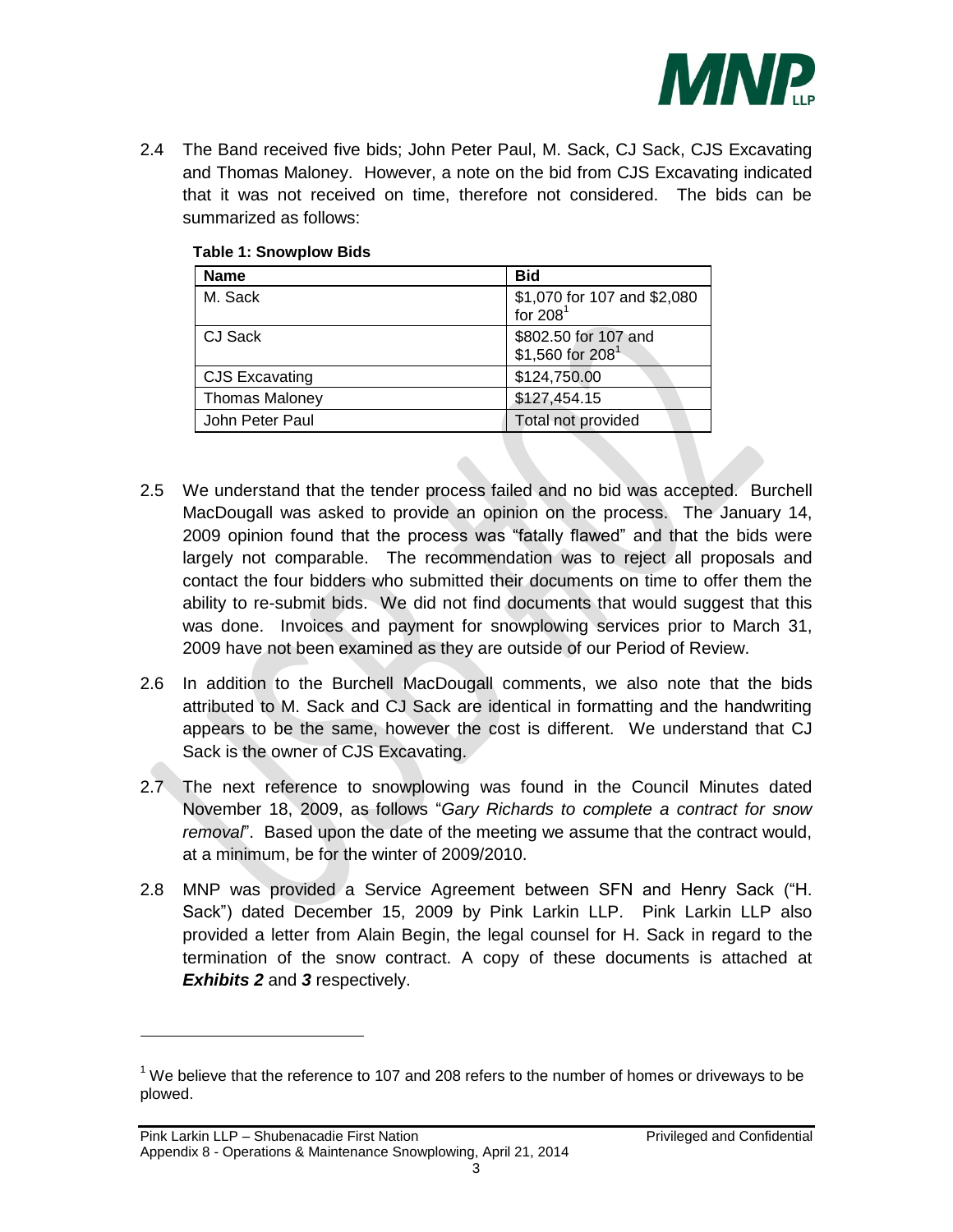2.4 The Band received five bids; John Peter Paul, M. Sack, CJ Sack, CJS Excavating and Thomas Maloney. However, a note on the bid from CJS Excavating indicated that it was not received on time, therefore not considered. The bids can be summarized as follows:

**Table 1: Snowplow Bids**

| Name | Bid |
|---|---|
| M. Sack | $1,070 for 107 and $2,080 for 208[1] |
| CJ Sack | $802.50 for 107 and $1,560 for 208[1] |
| CJS Excavating | $124,750.00 |
| Thomas Maloney | $127,454.15 |
| John Peter Paul | Total not provided |

2.5 We understand that the tender process failed and no bid was accepted. Burchell MacDougall was asked to provide an opinion on the process. The January 14, 2009 opinion found that the process was "fatally flawed" and that the bids were largely not comparable. The recommendation was to reject all proposals and contact the four bidders who submitted their documents on time to offer them the ability to re-submit bids. We did not find documents that would suggest that this was done. Invoices and payment for snowplowing services prior to March 31, 2009 have not been examined as they are outside of our Period of Review.

2.6 In addition to the Burchell MacDougall comments, we also note that the bids attributed to M. Sack and CJ Sack are identical in formatting and the handwriting appears to be the same, however the cost is different. We understand that CJ Sack is the owner of CJS Excavating.

2.7 The next reference to snowplowing was found in the Council Minutes dated November 18, 2009, as follows "*Gary Richards to complete a contract for snow removal*". Based upon the date of the meeting we assume that the contract would, at a minimum, be for the winter of 2009/2010.

2.8 MNP was provided a Service Agreement between SFN and Henry Sack ("H. Sack") dated December 15, 2009 by Pink Larkin LLP. Pink Larkin LLP also provided a letter from Alain Begin, the legal counsel for H. Sack in regard to the termination of the snow contract. A copy of these documents is attached at ***Exhibits 2*** and ***3*** respectively.

---

[1] We believe that the reference to 107 and 208 refers to the number of homes or driveways to be plowed.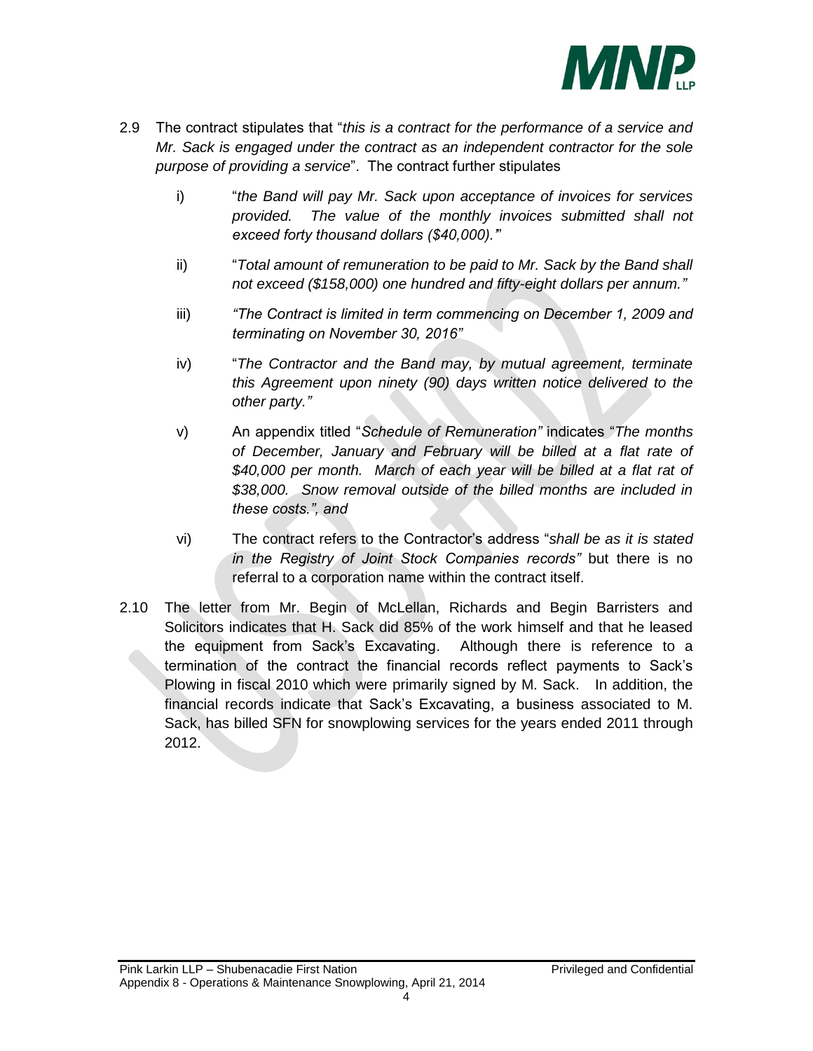2.9 The contract stipulates that "*this is a contract for the performance of a service and Mr. Sack is engaged under the contract as an independent contractor for the sole purpose of providing a service*". The contract further stipulates

   i) "*the Band will pay Mr. Sack upon acceptance of invoices for services provided. The value of the monthly invoices submitted shall not exceed forty thousand dollars ($40,000).*"

   ii) "*Total amount of remuneration to be paid to Mr. Sack by the Band shall not exceed ($158,000) one hundred and fifty-eight dollars per annum.*"

   iii) *"The Contract is limited in term commencing on December 1, 2009 and terminating on November 30, 2016"*

   iv) "*The Contractor and the Band may, by mutual agreement, terminate this Agreement upon ninety (90) days written notice delivered to the other party."*

   v) An appendix titled "*Schedule of Remuneration"* indicates "*The months of December, January and February will be billed at a flat rate of $40,000 per month. March of each year will be billed at a flat rat of $38,000. Snow removal outside of the billed months are included in these costs.", and*

   vi) The contract refers to the Contractor's address "*shall be as it is stated in the Registry of Joint Stock Companies records"* but there is no referral to a corporation name within the contract itself.

2.10 The letter from Mr. Begin of McLellan, Richards and Begin Barristers and Solicitors indicates that H. Sack did 85% of the work himself and that he leased the equipment from Sack's Excavating. Although there is reference to a termination of the contract the financial records reflect payments to Sack's Plowing in fiscal 2010 which were primarily signed by M. Sack. In addition, the financial records indicate that Sack's Excavating, a business associated to M. Sack, has billed SFN for snowplowing services for the years ended 2011 through 2012.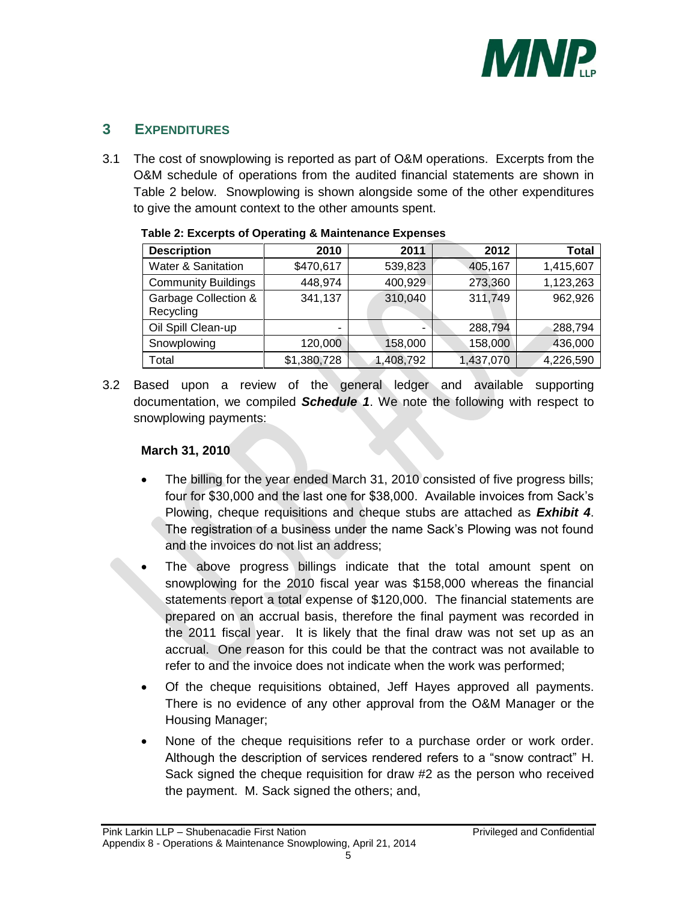## 3 EXPENDITURES

3.1 The cost of snowplowing is reported as part of O&M operations. Excerpts from the O&M schedule of operations from the audited financial statements are shown in Table 2 below. Snowplowing is shown alongside some of the other expenditures to give the amount context to the other amounts spent.

**Table 2: Excerpts of Operating & Maintenance Expenses**

| Description | 2010 | 2011 | 2012 | Total |
|---|---|---|---|---|
| Water & Sanitation | $470,617 | 539,823 | 405,167 | 1,415,607 |
| Community Buildings | 448,974 | 400,929 | 273,360 | 1,123,263 |
| Garbage Collection & Recycling | 341,137 | 310,040 | 311,749 | 962,926 |
| Oil Spill Clean-up | - | - | 288,794 | 288,794 |
| Snowplowing | 120,000 | 158,000 | 158,000 | 436,000 |
| Total | $1,380,728 | 1,408,792 | 1,437,070 | 4,226,590 |

3.2 Based upon a review of the general ledger and available supporting documentation, we compiled ***Schedule 1***. We note the following with respect to snowplowing payments:

**March 31, 2010**

- The billing for the year ended March 31, 2010 consisted of five progress bills; four for $30,000 and the last one for $38,000. Available invoices from Sack's Plowing, cheque requisitions and cheque stubs are attached as ***Exhibit 4***. The registration of a business under the name Sack's Plowing was not found and the invoices do not list an address;
- The above progress billings indicate that the total amount spent on snowplowing for the 2010 fiscal year was $158,000 whereas the financial statements report a total expense of $120,000. The financial statements are prepared on an accrual basis, therefore the final payment was recorded in the 2011 fiscal year. It is likely that the final draw was not set up as an accrual. One reason for this could be that the contract was not available to refer to and the invoice does not indicate when the work was performed;
- Of the cheque requisitions obtained, Jeff Hayes approved all payments. There is no evidence of any other approval from the O&M Manager or the Housing Manager;
- None of the cheque requisitions refer to a purchase order or work order. Although the description of services rendered refers to a "snow contract" H. Sack signed the cheque requisition for draw #2 as the person who received the payment. M. Sack signed the others; and,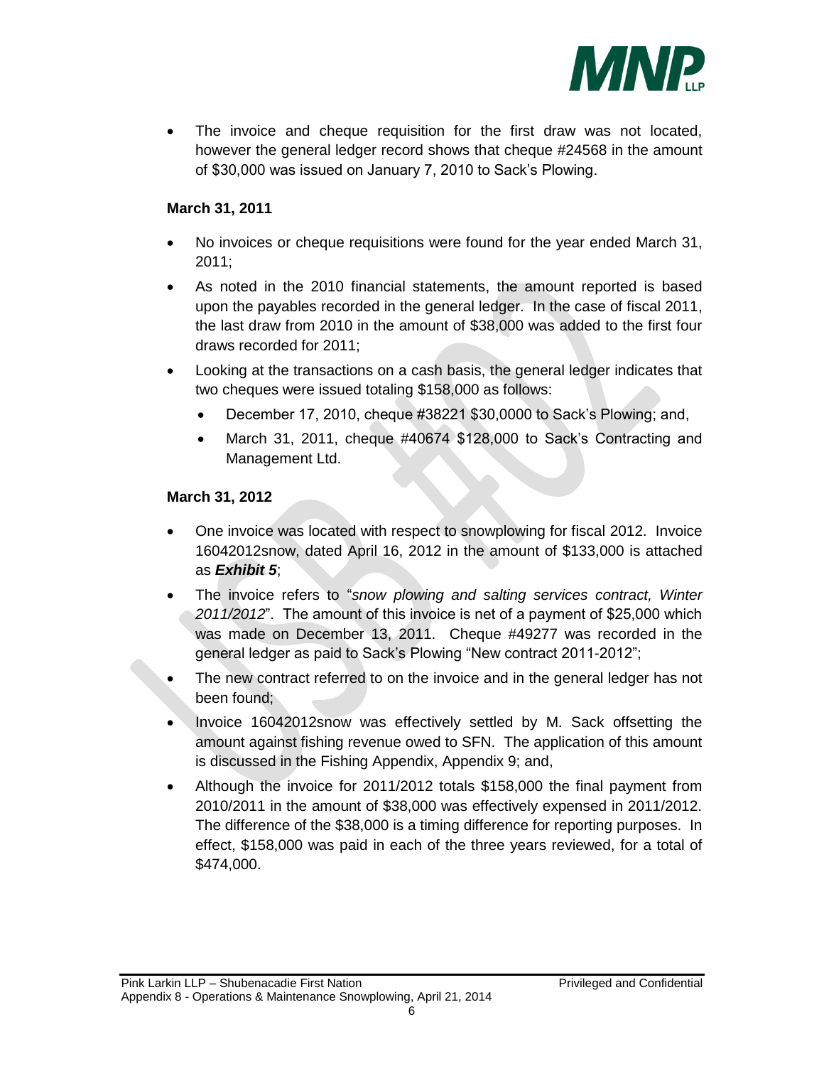- The invoice and cheque requisition for the first draw was not located, however the general ledger record shows that cheque #24568 in the amount of $30,000 was issued on January 7, 2010 to Sack's Plowing.

**March 31, 2011**

- No invoices or cheque requisitions were found for the year ended March 31, 2011;
- As noted in the 2010 financial statements, the amount reported is based upon the payables recorded in the general ledger. In the case of fiscal 2011, the last draw from 2010 in the amount of $38,000 was added to the first four draws recorded for 2011;
- Looking at the transactions on a cash basis, the general ledger indicates that two cheques were issued totaling $158,000 as follows:
  - December 17, 2010, cheque #38221 $30,0000 to Sack's Plowing; and,
  - March 31, 2011, cheque #40674 $128,000 to Sack's Contracting and Management Ltd.

**March 31, 2012**

- One invoice was located with respect to snowplowing for fiscal 2012. Invoice 16042012snow, dated April 16, 2012 in the amount of $133,000 is attached as ***Exhibit 5***;
- The invoice refers to "*snow plowing and salting services contract, Winter 2011/2012*". The amount of this invoice is net of a payment of $25,000 which was made on December 13, 2011. Cheque #49277 was recorded in the general ledger as paid to Sack's Plowing "New contract 2011-2012";
- The new contract referred to on the invoice and in the general ledger has not been found;
- Invoice 16042012snow was effectively settled by M. Sack offsetting the amount against fishing revenue owed to SFN. The application of this amount is discussed in the Fishing Appendix, Appendix 9; and,
- Although the invoice for 2011/2012 totals $158,000 the final payment from 2010/2011 in the amount of $38,000 was effectively expensed in 2011/2012. The difference of the $38,000 is a timing difference for reporting purposes. In effect, $158,000 was paid in each of the three years reviewed, for a total of $474,000.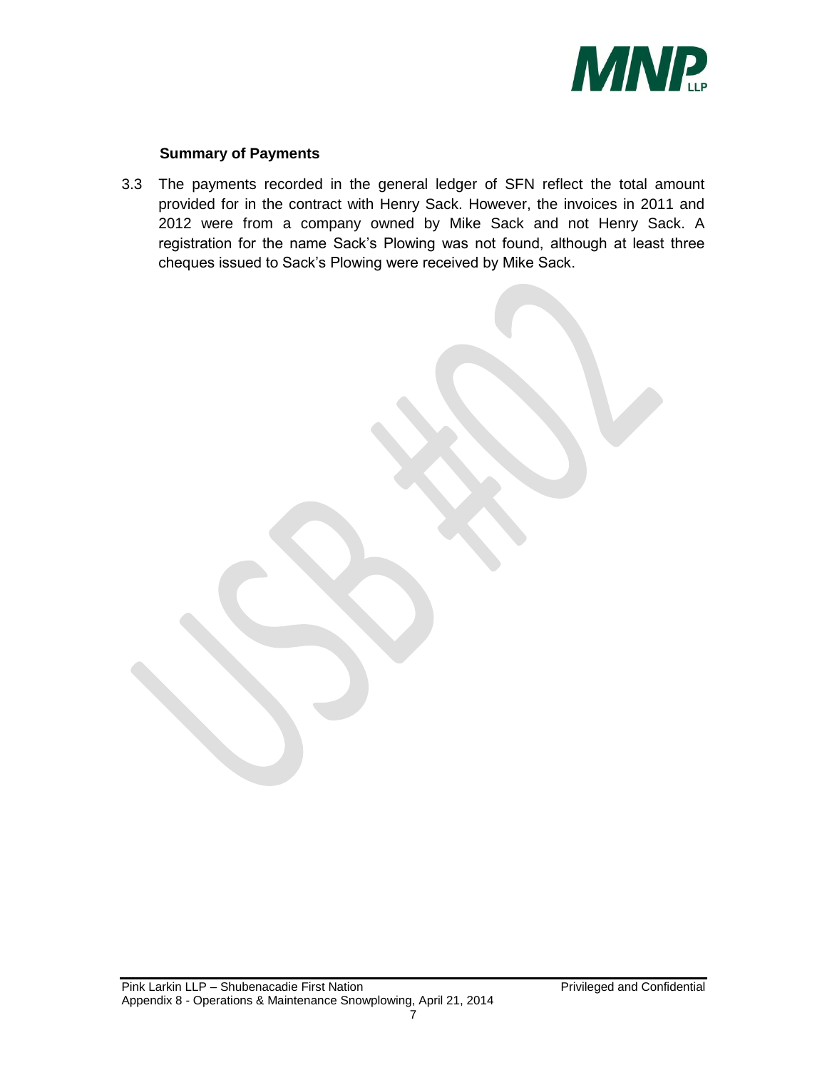### Summary of Payments

3.3 The payments recorded in the general ledger of SFN reflect the total amount provided for in the contract with Henry Sack. However, the invoices in 2011 and 2012 were from a company owned by Mike Sack and not Henry Sack. A registration for the name Sack's Plowing was not found, although at least three cheques issued to Sack's Plowing were received by Mike Sack.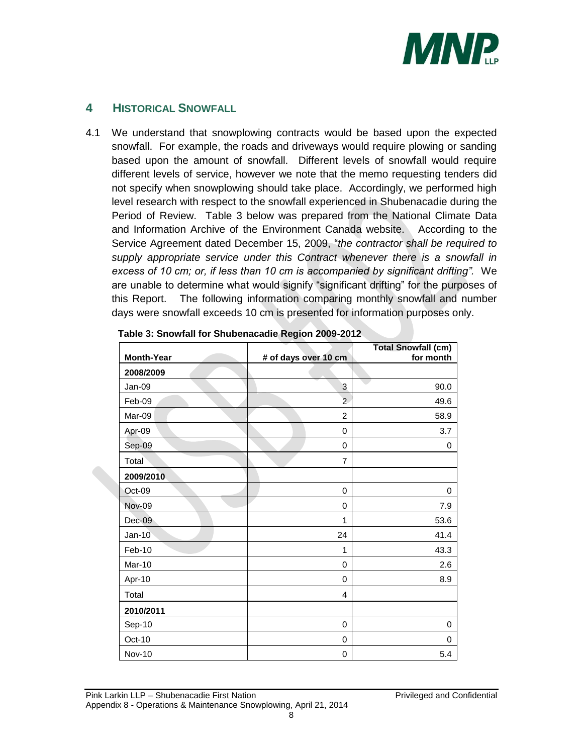## 4 HISTORICAL SNOWFALL

4.1 We understand that snowplowing contracts would be based upon the expected snowfall. For example, the roads and driveways would require plowing or sanding based upon the amount of snowfall. Different levels of snowfall would require different levels of service, however we note that the memo requesting tenders did not specify when snowplowing should take place. Accordingly, we performed high level research with respect to the snowfall experienced in Shubenacadie during the Period of Review. Table 3 below was prepared from the National Climate Data and Information Archive of the Environment Canada website. According to the Service Agreement dated December 15, 2009, "*the contractor shall be required to supply appropriate service under this Contract whenever there is a snowfall in excess of 10 cm; or, if less than 10 cm is accompanied by significant drifting".* We are unable to determine what would signify "significant drifting" for the purposes of this Report. The following information comparing monthly snowfall and number days were snowfall exceeds 10 cm is presented for information purposes only.

**Table 3: Snowfall for Shubenacadie Region 2009-2012**

| Month-Year | # of days over 10 cm | Total Snowfall (cm) for month |
|---|---|---|
| **2008/2009** | | |
| Jan-09 | 3 | 90.0 |
| Feb-09 | 2 | 49.6 |
| Mar-09 | 2 | 58.9 |
| Apr-09 | 0 | 3.7 |
| Sep-09 | 0 | 0 |
| Total | 7 | |
| **2009/2010** | | |
| Oct-09 | 0 | 0 |
| Nov-09 | 0 | 7.9 |
| Dec-09 | 1 | 53.6 |
| Jan-10 | 24 | 41.4 |
| Feb-10 | 1 | 43.3 |
| Mar-10 | 0 | 2.6 |
| Apr-10 | 0 | 8.9 |
| Total | 4 | |
| **2010/2011** | | |
| Sep-10 | 0 | 0 |
| Oct-10 | 0 | 0 |
| Nov-10 | 0 | 5.4 |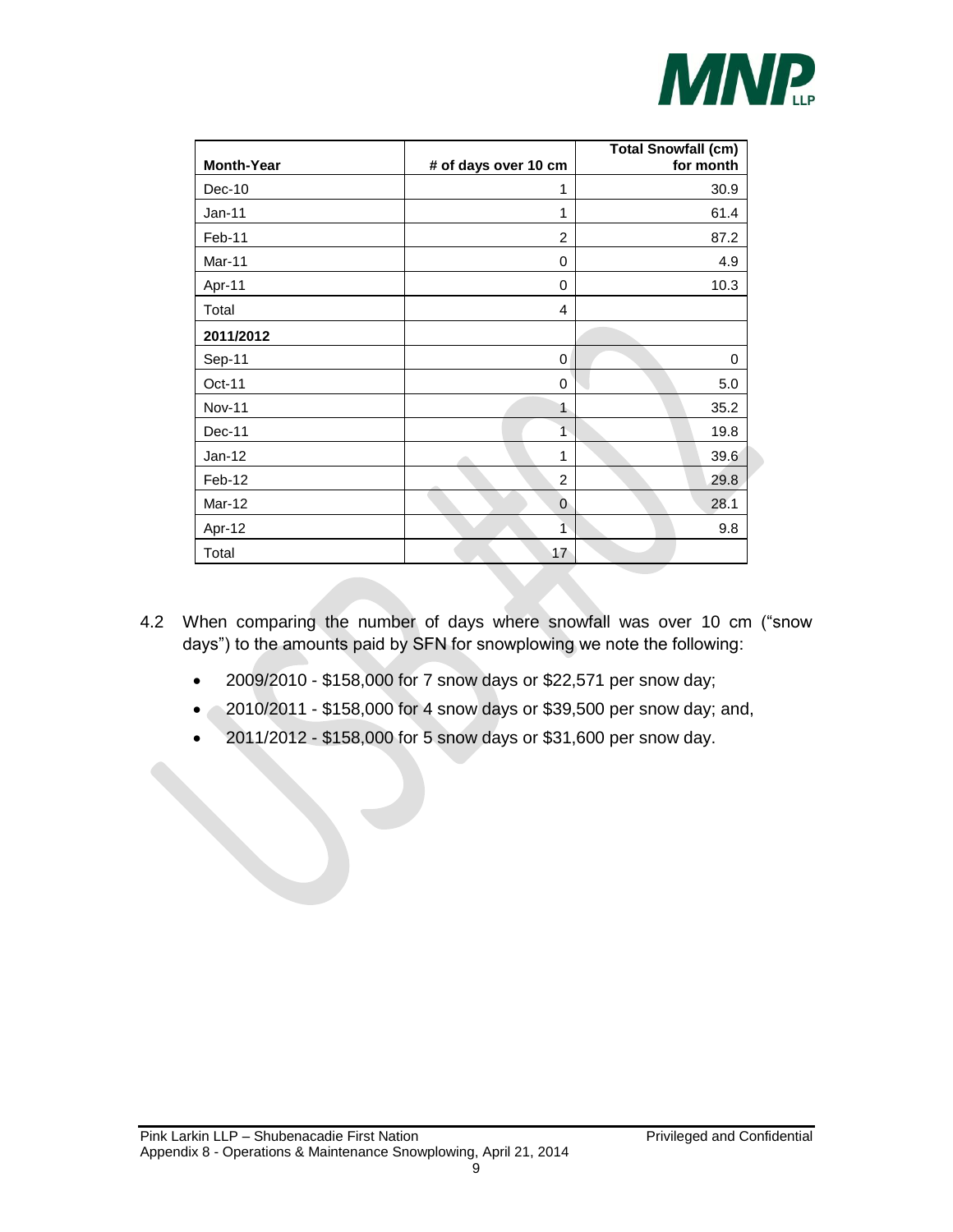| Month-Year | # of days over 10 cm | Total Snowfall (cm) for month |
|---|---|---|
| Dec-10 | 1 | 30.9 |
| Jan-11 | 1 | 61.4 |
| Feb-11 | 2 | 87.2 |
| Mar-11 | 0 | 4.9 |
| Apr-11 | 0 | 10.3 |
| Total | 4 | |
| **2011/2012** | | |
| Sep-11 | 0 | 0 |
| Oct-11 | 0 | 5.0 |
| Nov-11 | 1 | 35.2 |
| Dec-11 | 1 | 19.8 |
| Jan-12 | 1 | 39.6 |
| Feb-12 | 2 | 29.8 |
| Mar-12 | 0 | 28.1 |
| Apr-12 | 1 | 9.8 |
| Total | 17 | |

4.2 When comparing the number of days where snowfall was over 10 cm ("snow days") to the amounts paid by SFN for snowplowing we note the following:

- 2009/2010 - $158,000 for 7 snow days or $22,571 per snow day;
- 2010/2011 - $158,000 for 4 snow days or $39,500 per snow day; and,
- 2011/2012 - $158,000 for 5 snow days or $31,600 per snow day.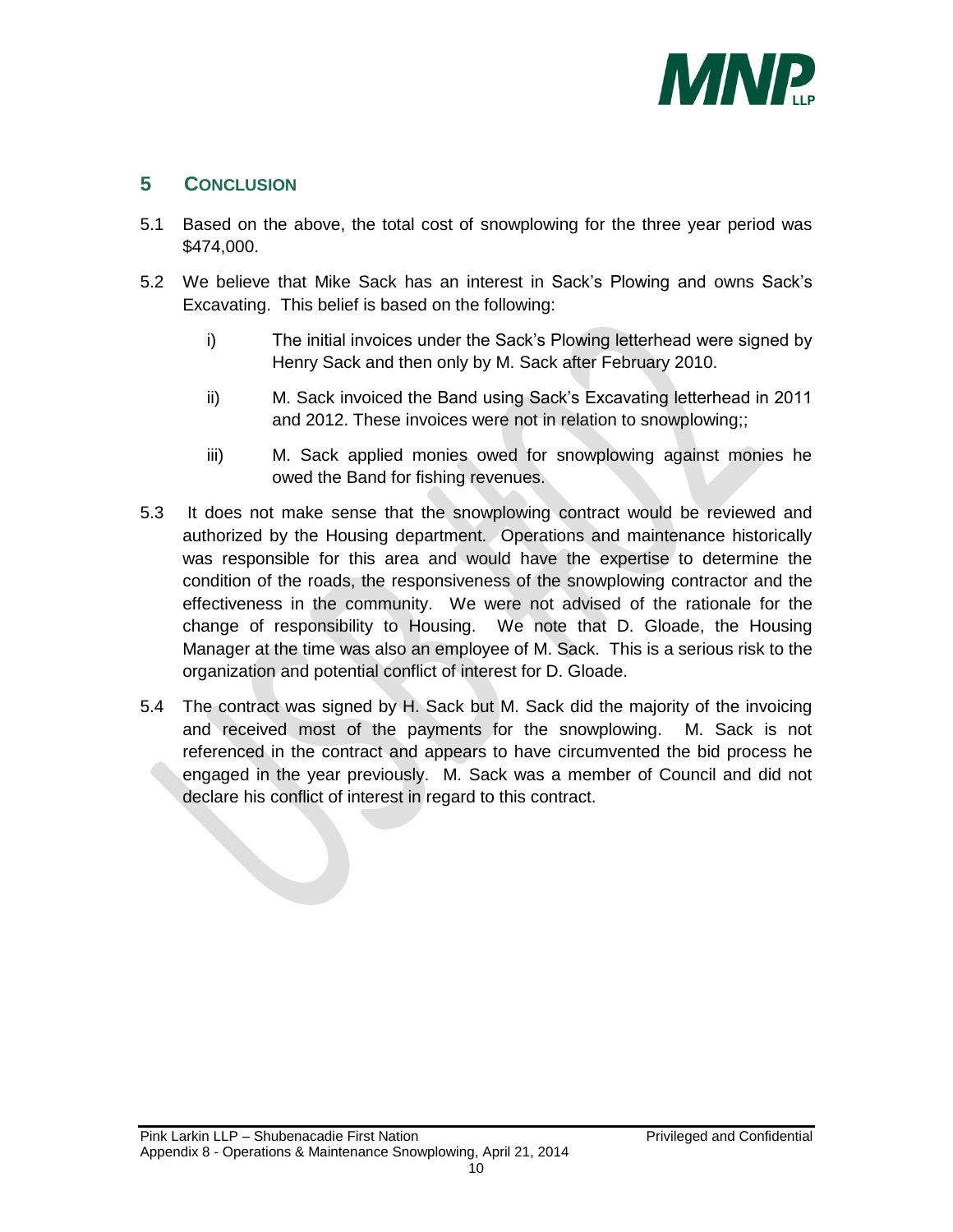## 5 CONCLUSION

5.1 Based on the above, the total cost of snowplowing for the three year period was $474,000.

5.2 We believe that Mike Sack has an interest in Sack's Plowing and owns Sack's Excavating. This belief is based on the following:

i) The initial invoices under the Sack's Plowing letterhead were signed by Henry Sack and then only by M. Sack after February 2010.

ii) M. Sack invoiced the Band using Sack's Excavating letterhead in 2011 and 2012. These invoices were not in relation to snowplowing;;

iii) M. Sack applied monies owed for snowplowing against monies he owed the Band for fishing revenues.

5.3 It does not make sense that the snowplowing contract would be reviewed and authorized by the Housing department. Operations and maintenance historically was responsible for this area and would have the expertise to determine the condition of the roads, the responsiveness of the snowplowing contractor and the effectiveness in the community. We were not advised of the rationale for the change of responsibility to Housing. We note that D. Gloade, the Housing Manager at the time was also an employee of M. Sack. This is a serious risk to the organization and potential conflict of interest for D. Gloade.

5.4 The contract was signed by H. Sack but M. Sack did the majority of the invoicing and received most of the payments for the snowplowing. M. Sack is not referenced in the contract and appears to have circumvented the bid process he engaged in the year previously. M. Sack was a member of Council and did not declare his conflict of interest in regard to this contract.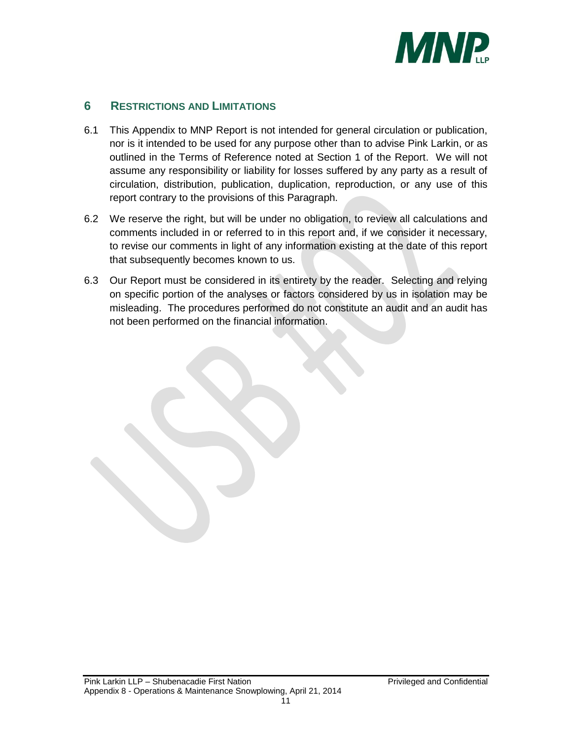## 6 Restrictions and Limitations

6.1 This Appendix to MNP Report is not intended for general circulation or publication, nor is it intended to be used for any purpose other than to advise Pink Larkin, or as outlined in the Terms of Reference noted at Section 1 of the Report. We will not assume any responsibility or liability for losses suffered by any party as a result of circulation, distribution, publication, duplication, reproduction, or any use of this report contrary to the provisions of this Paragraph.

6.2 We reserve the right, but will be under no obligation, to review all calculations and comments included in or referred to in this report and, if we consider it necessary, to revise our comments in light of any information existing at the date of this report that subsequently becomes known to us.

6.3 Our Report must be considered in its entirety by the reader. Selecting and relying on specific portion of the analyses or factors considered by us in isolation may be misleading. The procedures performed do not constitute an audit and an audit has not been performed on the financial information.